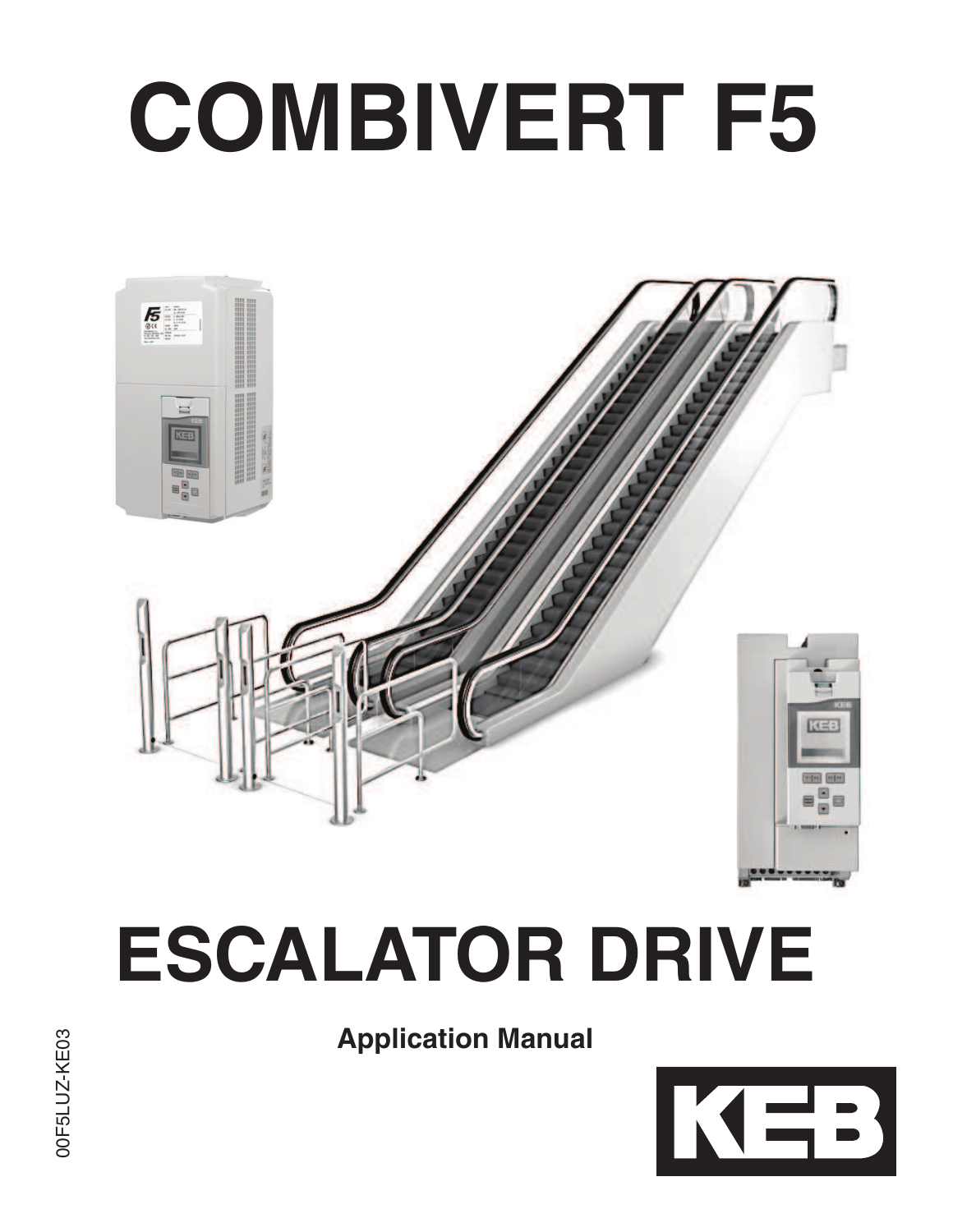# COMBIVERT F5

# ESCALATOR DRIVE

**Application Manual**

00F5LUZ-KE03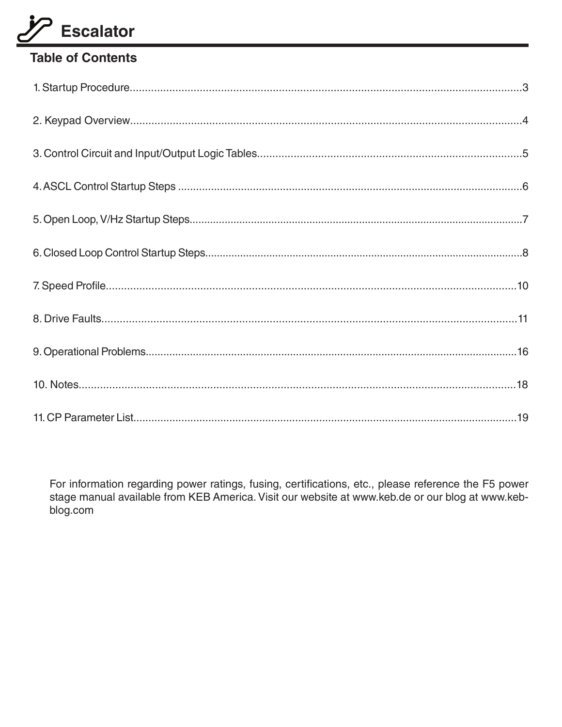# Escalator

## Table of Contents

1. Startup Procedure....................................................................................................................3

2. Keypad Overview......................................................................................................................4

3. Control Circuit and Input/Output Logic Tables........................................................................5

4. ASCL Control Startup Steps ....................................................................................................6

5. Open Loop, V/Hz Startup Steps................................................................................................7

6. Closed Loop Control Startup Steps...........................................................................................8

7. Speed Profile..........................................................................................................................10

8. Drive Faults............................................................................................................................11

9. Operational Problems.............................................................................................................16

10. Notes.....................................................................................................................................18

11. CP Parameter List.................................................................................................................19

For information regarding power ratings, fusing, certifications, etc., please reference the F5 power stage manual available from KEB America. Visit our website at www.keb.de or our blog at www.keb-blog.com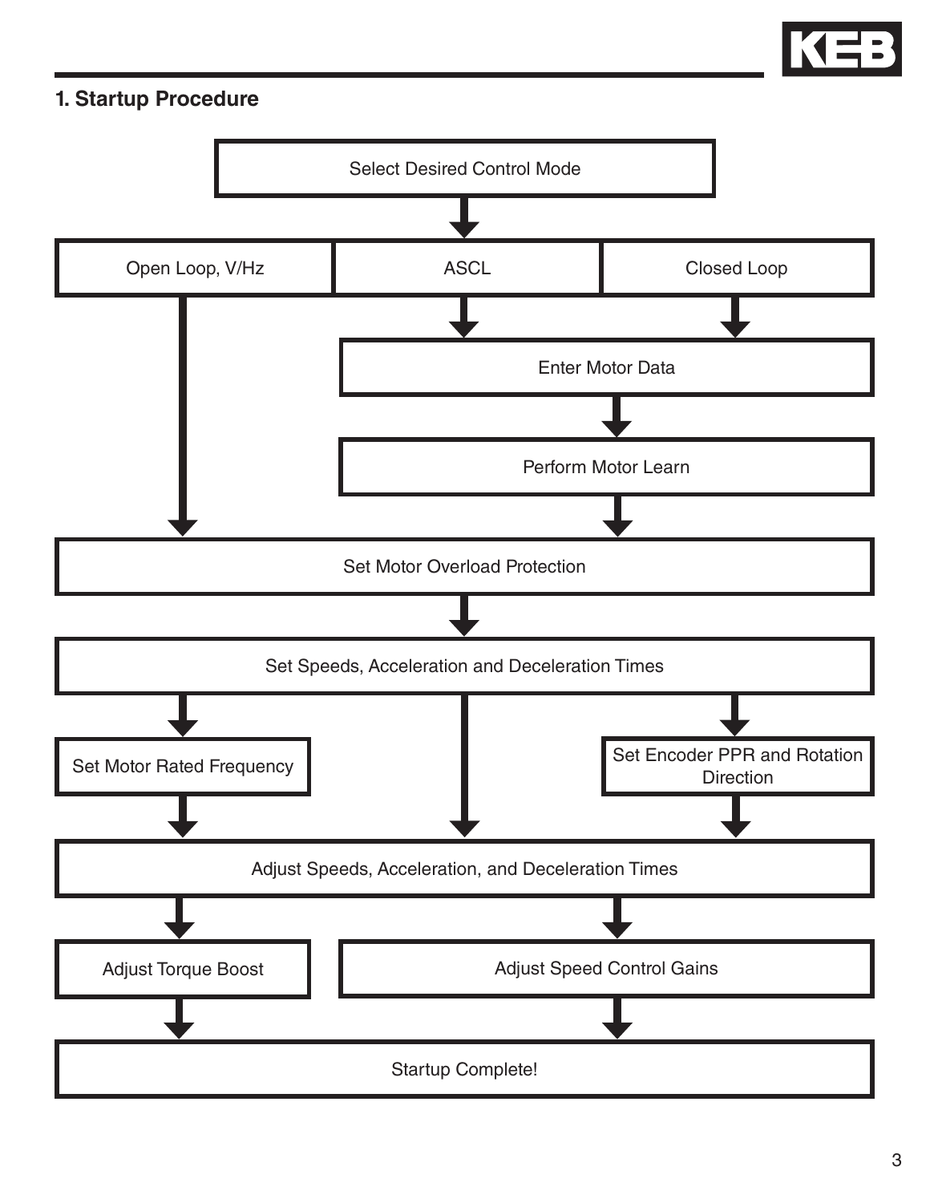## 1. Startup Procedure

Select Desired Control Mode

Open Loop, V/Hz

ASCL

Closed Loop

Enter Motor Data

Perform Motor Learn

Set Motor Overload Protection

Set Speeds, Acceleration and Deceleration Times

Set Motor Rated Frequency

Set Encoder PPR and Rotation Direction

Adjust Speeds, Acceleration, and Deceleration Times

Adjust Torque Boost

Adjust Speed Control Gains

Startup Complete!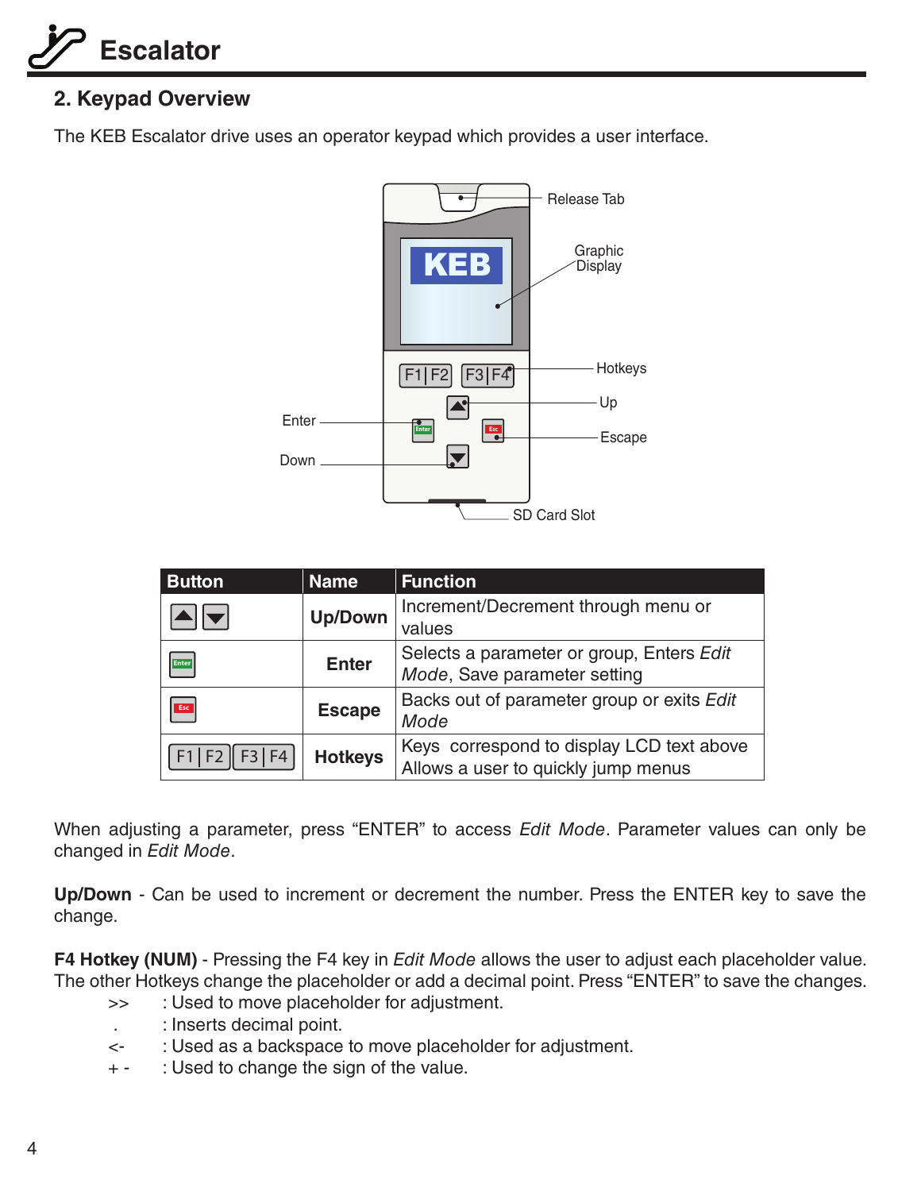## 2. Keypad Overview

The KEB Escalator drive uses an operator keypad which provides a user interface.

| Button | Name | Function |
|---|---|---|
| ▲ ▼ | **Up/Down** | Increment/Decrement through menu or values |
| Enter | **Enter** | Selects a parameter or group, Enters *Edit Mode*, Save parameter setting |
| Esc | **Escape** | Backs out of parameter group or exits *Edit Mode* |
| F1 \| F2 F3 \| F4 | **Hotkeys** | Keys correspond to display LCD text above Allows a user to quickly jump menus |

When adjusting a parameter, press "ENTER" to access *Edit Mode*. Parameter values can only be changed in *Edit Mode*.

**Up/Down** - Can be used to increment or decrement the number. Press the ENTER key to save the change.

**F4 Hotkey (NUM)** - Pressing the F4 key in *Edit Mode* allows the user to adjust each placeholder value. The other Hotkeys change the placeholder or add a decimal point. Press "ENTER" to save the changes.

- >> : Used to move placeholder for adjustment.
- . : Inserts decimal point.
- <- : Used as a backspace to move placeholder for adjustment.
- + - : Used to change the sign of the value.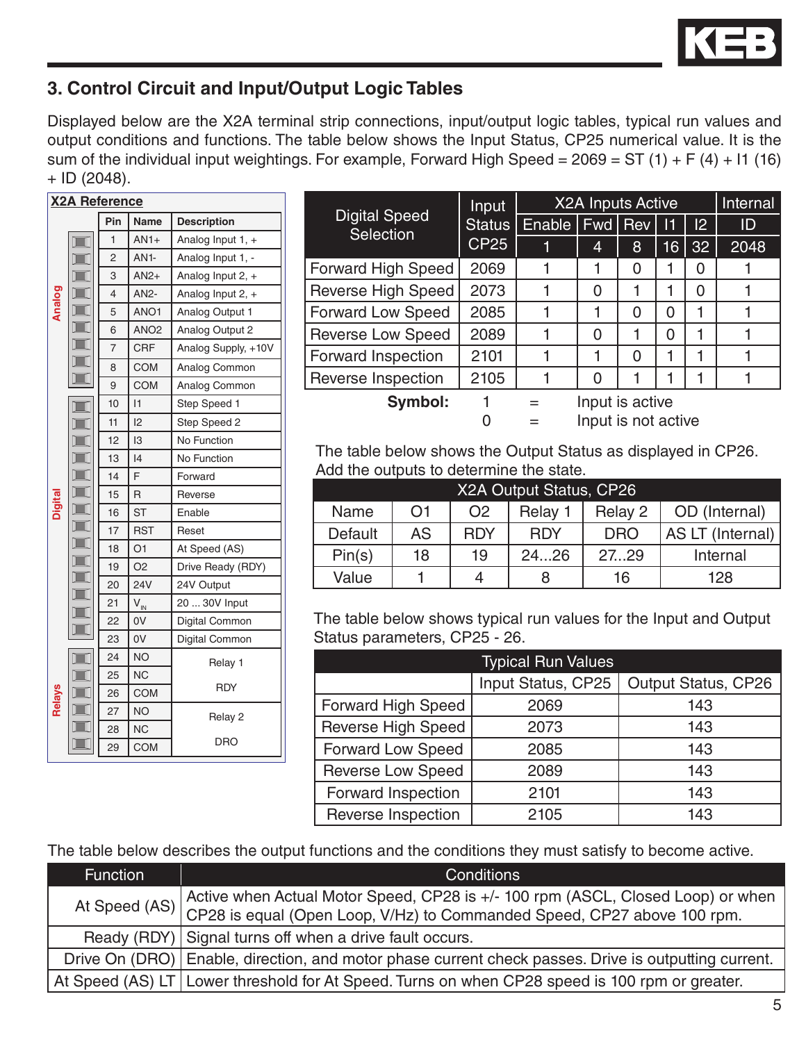## 3. Control Circuit and Input/Output Logic Tables

Displayed below are the X2A terminal strip connections, input/output logic tables, typical run values and output conditions and functions. The table below shows the Input Status, CP25 numerical value. It is the sum of the individual input weightings. For example, Forward High Speed = 2069 = ST (1) + F (4) + I1 (16) + ID (2048).

**X2A Reference**

| Group | Pin | Name | Description |
|---|---|---|---|
| Analog | 1 | AN1+ | Analog Input 1, + |
| | 2 | AN1- | Analog Input 1, - |
| | 3 | AN2+ | Analog Input 2, + |
| | 4 | AN2- | Analog Input 2, + |
| | 5 | ANO1 | Analog Output 1 |
| | 6 | ANO2 | Analog Output 2 |
| | 7 | CRF | Analog Supply, +10V |
| | 8 | COM | Analog Common |
| | 9 | COM | Analog Common |
| Digital | 10 | I1 | Step Speed 1 |
| | 11 | I2 | Step Speed 2 |
| | 12 | I3 | No Function |
| | 13 | I4 | No Function |
| | 14 | F | Forward |
| | 15 | R | Reverse |
| | 16 | ST | Enable |
| | 17 | RST | Reset |
| | 18 | O1 | At Speed (AS) |
| | 19 | O2 | Drive Ready (RDY) |
| | 20 | 24V | 24V Output |
| | 21 | $V_{IN}$ | 20 ... 30V Input |
| | 22 | 0V | Digital Common |
| | 23 | 0V | Digital Common |
| Relays | 24 | NO | Relay 1 RDY |
| | 25 | NC | |
| | 26 | COM | |
| | 27 | NO | Relay 2 DRO |
| | 28 | NC | |
| | 29 | COM | |

| Digital Speed Selection | Input Status CP25 | X2A Inputs Active | | | | | Internal |
|---|---|---|---|---|---|---|---|
| | | Enable | Fwd | Rev | I1 | I2 | ID |
| | | 1 | 4 | 8 | 16 | 32 | 2048 |
| Forward High Speed | 2069 | 1 | 1 | 0 | 1 | 0 | 1 |
| Reverse High Speed | 2073 | 1 | 0 | 1 | 1 | 0 | 1 |
| Forward Low Speed | 2085 | 1 | 1 | 0 | 0 | 1 | 1 |
| Reverse Low Speed | 2089 | 1 | 0 | 1 | 0 | 1 | 1 |
| Forward Inspection | 2101 | 1 | 1 | 0 | 1 | 1 | 1 |
| Reverse Inspection | 2105 | 1 | 0 | 1 | 1 | 1 | 1 |

**Symbol:** 1 = Input is active
0 = Input is not active

The table below shows the Output Status as displayed in CP26. Add the outputs to determine the state.

| X2A Output Status, CP26 | | | | | |
|---|---|---|---|---|---|
| Name | O1 | O2 | Relay 1 | Relay 2 | OD (Internal) |
| Default | AS | RDY | RDY | DRO | AS LT (Internal) |
| Pin(s) | 18 | 19 | 24...26 | 27...29 | Internal |
| Value | 1 | 4 | 8 | 16 | 128 |

The table below shows typical run values for the Input and Output Status parameters, CP25 - 26.

| Typical Run Values | | |
|---|---|---|
| | Input Status, CP25 | Output Status, CP26 |
| Forward High Speed | 2069 | 143 |
| Reverse High Speed | 2073 | 143 |
| Forward Low Speed | 2085 | 143 |
| Reverse Low Speed | 2089 | 143 |
| Forward Inspection | 2101 | 143 |
| Reverse Inspection | 2105 | 143 |

The table below describes the output functions and the conditions they must satisfy to become active.

| Function | Conditions |
|---|---|
| At Speed (AS) | Active when Actual Motor Speed, CP28 is +/- 100 rpm (ASCL, Closed Loop) or when CP28 is equal (Open Loop, V/Hz) to Commanded Speed, CP27 above 100 rpm. |
| Ready (RDY) | Signal turns off when a drive fault occurs. |
| Drive On (DRO) | Enable, direction, and motor phase current check passes. Drive is outputting current. |
| At Speed (AS) LT | Lower threshold for At Speed. Turns on when CP28 speed is 100 rpm or greater. |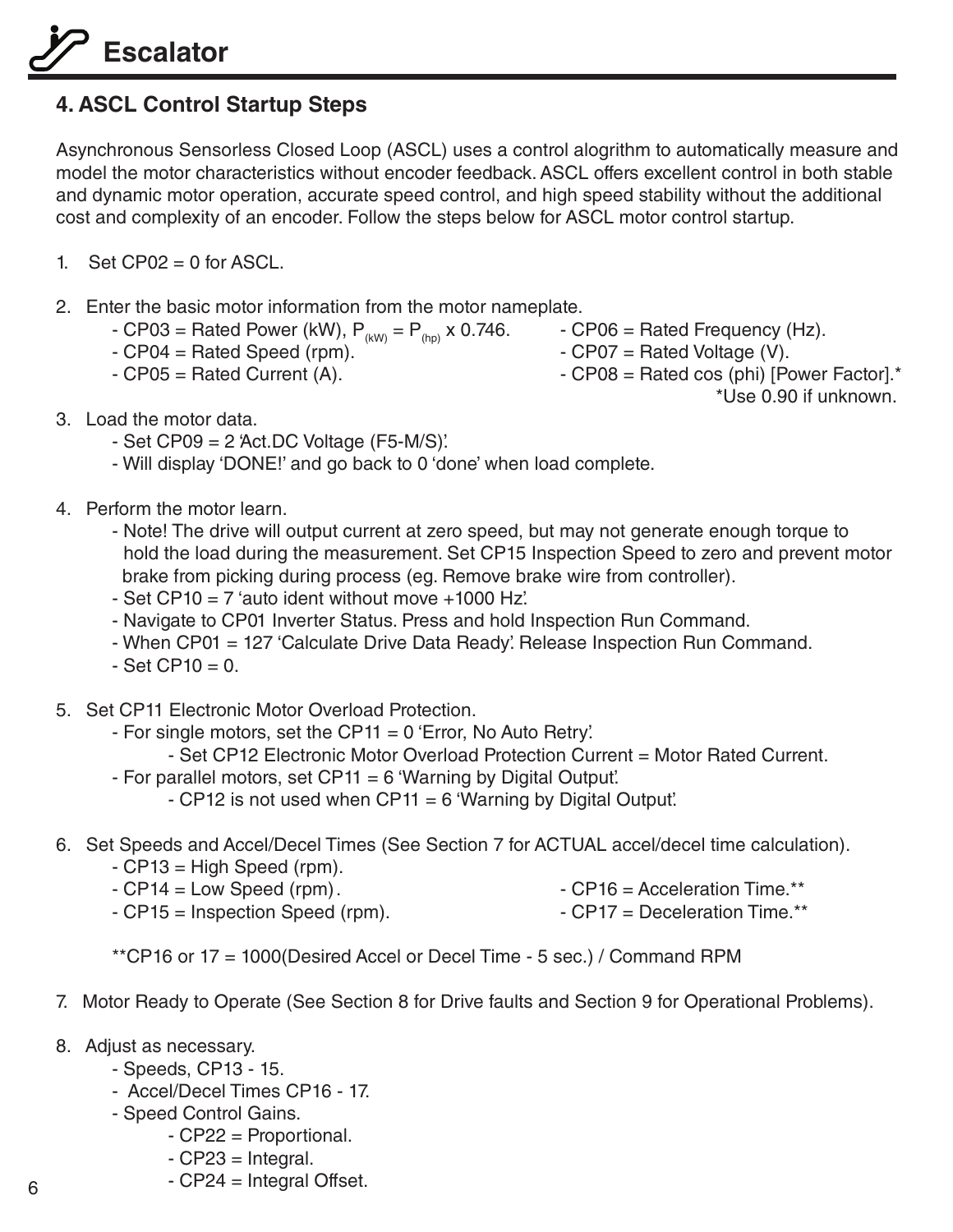# Escalator

## 4. ASCL Control Startup Steps

Asynchronous Sensorless Closed Loop (ASCL) uses a control alogrithm to automatically measure and model the motor characteristics without encoder feedback. ASCL offers excellent control in both stable and dynamic motor operation, accurate speed control, and high speed stability without the additional cost and complexity of an encoder. Follow the steps below for ASCL motor control startup.

1. Set CP02 = 0 for ASCL.

2. Enter the basic motor information from the motor nameplate.
   - CP03 = Rated Power (kW), $P_{(kW)} = P_{(hp)} \times 0.746$.
   - CP04 = Rated Speed (rpm).
   - CP05 = Rated Current (A).
   - CP06 = Rated Frequency (Hz).
   - CP07 = Rated Voltage (V).
   - CP08 = Rated cos (phi) [Power Factor].*
     *Use 0.90 if unknown.

3. Load the motor data.
   - Set CP09 = 2 'Act.DC Voltage (F5-M/S)'.
   - Will display 'DONE!' and go back to 0 'done' when load complete.

4. Perform the motor learn.
   - Note! The drive will output current at zero speed, but may not generate enough torque to hold the load during the measurement. Set CP15 Inspection Speed to zero and prevent motor brake from picking during process (eg. Remove brake wire from controller).
   - Set CP10 = 7 'auto ident without move +1000 Hz'.
   - Navigate to CP01 Inverter Status. Press and hold Inspection Run Command.
   - When CP01 = 127 'Calculate Drive Data Ready'. Release Inspection Run Command.
   - Set CP10 = 0.

5. Set CP11 Electronic Motor Overload Protection.
   - For single motors, set the CP11 = 0 'Error, No Auto Retry'.
     - Set CP12 Electronic Motor Overload Protection Current = Motor Rated Current.
   - For parallel motors, set CP11 = 6 'Warning by Digital Output'.
     - CP12 is not used when CP11 = 6 'Warning by Digital Output'.

6. Set Speeds and Accel/Decel Times (See Section 7 for ACTUAL accel/decel time calculation).
   - CP13 = High Speed (rpm).
   - CP14 = Low Speed (rpm).
   - CP15 = Inspection Speed (rpm).
   - CP16 = Acceleration Time.**
   - CP17 = Deceleration Time.**

   **CP16 or 17 = 1000(Desired Accel or Decel Time - 5 sec.) / Command RPM

7. Motor Ready to Operate (See Section 8 for Drive faults and Section 9 for Operational Problems).

8. Adjust as necessary.
   - Speeds, CP13 - 15.
   - Accel/Decel Times CP16 - 17.
   - Speed Control Gains.
     - CP22 = Proportional.
     - CP23 = Integral.
     - CP24 = Integral Offset.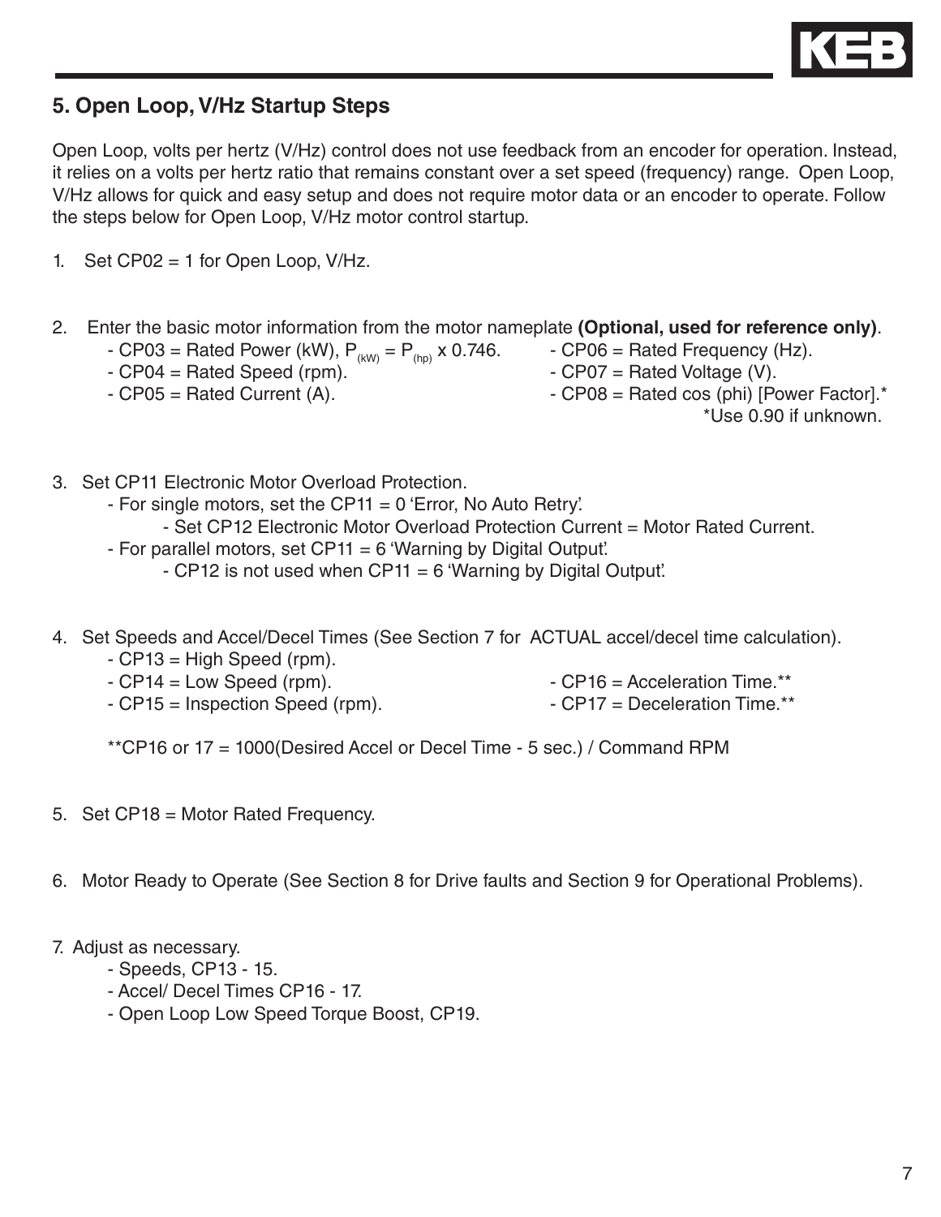## 5. Open Loop, V/Hz Startup Steps

Open Loop, volts per hertz (V/Hz) control does not use feedback from an encoder for operation. Instead, it relies on a volts per hertz ratio that remains constant over a set speed (frequency) range. Open Loop, V/Hz allows for quick and easy setup and does not require motor data or an encoder to operate. Follow the steps below for Open Loop, V/Hz motor control startup.

1. Set CP02 = 1 for Open Loop, V/Hz.

2. Enter the basic motor information from the motor nameplate **(Optional, used for reference only)**.
   - CP03 = Rated Power (kW), $P_{(kW)} = P_{(hp)} \times 0.746$.
   - CP04 = Rated Speed (rpm).
   - CP05 = Rated Current (A).
   - CP06 = Rated Frequency (Hz).
   - CP07 = Rated Voltage (V).
   - CP08 = Rated cos (phi) [Power Factor].*

   *Use 0.90 if unknown.

3. Set CP11 Electronic Motor Overload Protection.
   - For single motors, set the CP11 = 0 'Error, No Auto Retry'.
     - Set CP12 Electronic Motor Overload Protection Current = Motor Rated Current.
   - For parallel motors, set CP11 = 6 'Warning by Digital Output'.
     - CP12 is not used when CP11 = 6 'Warning by Digital Output'.

4. Set Speeds and Accel/Decel Times (See Section 7 for ACTUAL accel/decel time calculation).
   - CP13 = High Speed (rpm).
   - CP14 = Low Speed (rpm).
   - CP15 = Inspection Speed (rpm).
   - CP16 = Acceleration Time.**
   - CP17 = Deceleration Time.**

   **CP16 or 17 = 1000(Desired Accel or Decel Time - 5 sec.) / Command RPM

5. Set CP18 = Motor Rated Frequency.

6. Motor Ready to Operate (See Section 8 for Drive faults and Section 9 for Operational Problems).

7. Adjust as necessary.
   - Speeds, CP13 - 15.
   - Accel/ Decel Times CP16 - 17.
   - Open Loop Low Speed Torque Boost, CP19.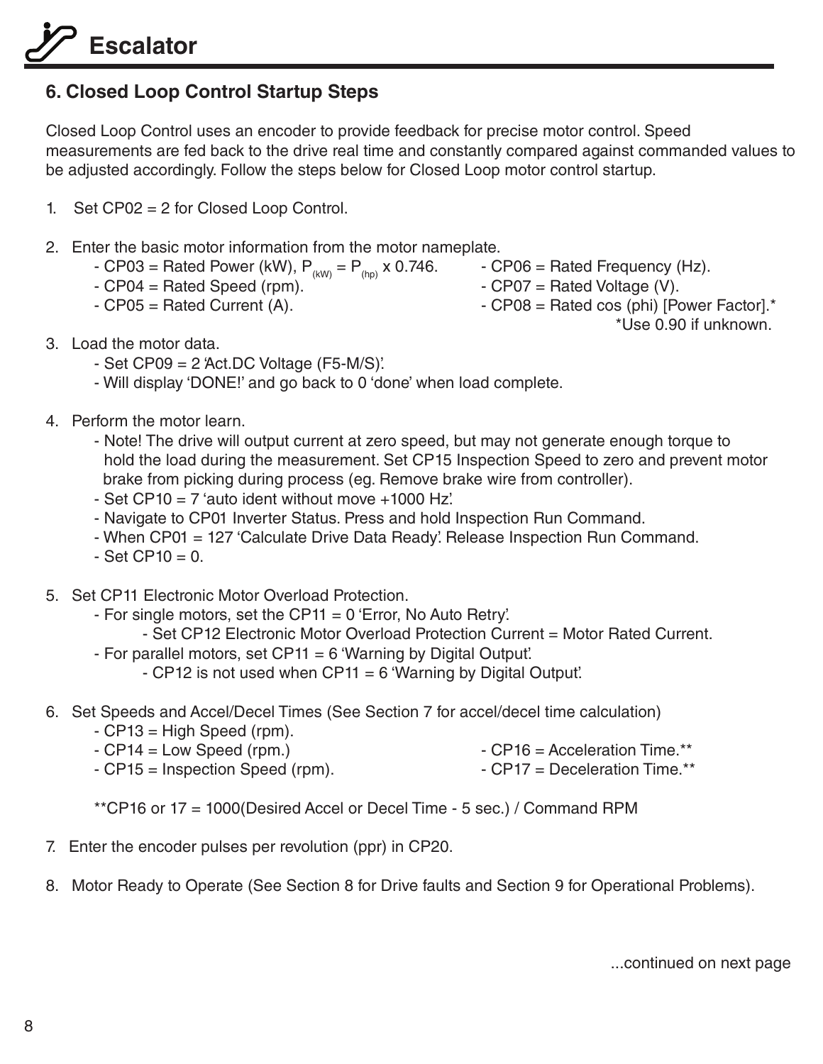# Escalator

## 6. Closed Loop Control Startup Steps

Closed Loop Control uses an encoder to provide feedback for precise motor control. Speed measurements are fed back to the drive real time and constantly compared against commanded values to be adjusted accordingly. Follow the steps below for Closed Loop motor control startup.

1. Set CP02 = 2 for Closed Loop Control.

2. Enter the basic motor information from the motor nameplate.
   - CP03 = Rated Power (kW), $P_{(kW)} = P_{(hp)} \times 0.746$.
   - CP04 = Rated Speed (rpm).
   - CP05 = Rated Current (A).
   - CP06 = Rated Frequency (Hz).
   - CP07 = Rated Voltage (V).
   - CP08 = Rated cos (phi) [Power Factor].*

     *Use 0.90 if unknown.

3. Load the motor data.
   - Set CP09 = 2 'Act.DC Voltage (F5-M/S)'.
   - Will display 'DONE!' and go back to 0 'done' when load complete.

4. Perform the motor learn.
   - Note! The drive will output current at zero speed, but may not generate enough torque to hold the load during the measurement. Set CP15 Inspection Speed to zero and prevent motor brake from picking during process (eg. Remove brake wire from controller).
   - Set CP10 = 7 'auto ident without move +1000 Hz'.
   - Navigate to CP01 Inverter Status. Press and hold Inspection Run Command.
   - When CP01 = 127 'Calculate Drive Data Ready'. Release Inspection Run Command.
   - Set CP10 = 0.

5. Set CP11 Electronic Motor Overload Protection.
   - For single motors, set the CP11 = 0 'Error, No Auto Retry'.
     - Set CP12 Electronic Motor Overload Protection Current = Motor Rated Current.
   - For parallel motors, set CP11 = 6 'Warning by Digital Output'.
     - CP12 is not used when CP11 = 6 'Warning by Digital Output'.

6. Set Speeds and Accel/Decel Times (See Section 7 for accel/decel time calculation)
   - CP13 = High Speed (rpm).
   - CP14 = Low Speed (rpm.)
   - CP15 = Inspection Speed (rpm).
   - CP16 = Acceleration Time.**
   - CP17 = Deceleration Time.**

   **CP16 or 17 = 1000(Desired Accel or Decel Time - 5 sec.) / Command RPM

7. Enter the encoder pulses per revolution (ppr) in CP20.

8. Motor Ready to Operate (See Section 8 for Drive faults and Section 9 for Operational Problems).

...continued on next page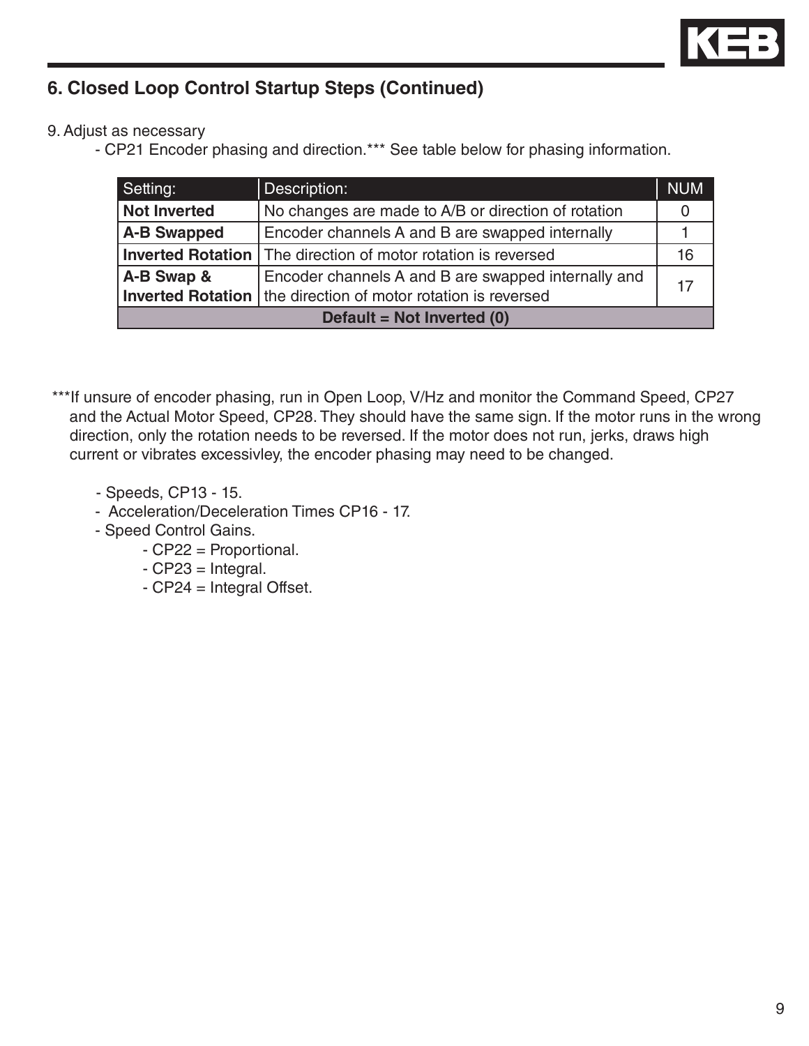## 6. Closed Loop Control Startup Steps (Continued)

9. Adjust as necessary
   - CP21 Encoder phasing and direction.*** See table below for phasing information.

| Setting: | Description: | NUM |
|---|---|---|
| **Not Inverted** | No changes are made to A/B or direction of rotation | 0 |
| **A-B Swapped** | Encoder channels A and B are swapped internally | 1 |
| **Inverted Rotation** | The direction of motor rotation is reversed | 16 |
| **A-B Swap & Inverted Rotation** | Encoder channels A and B are swapped internally and the direction of motor rotation is reversed | 17 |
| **Default = Not Inverted (0)** | | |

***If unsure of encoder phasing, run in Open Loop, V/Hz and monitor the Command Speed, CP27 and the Actual Motor Speed, CP28. They should have the same sign. If the motor runs in the wrong direction, only the rotation needs to be reversed. If the motor does not run, jerks, draws high current or vibrates excessivley, the encoder phasing may need to be changed.

- Speeds, CP13 - 15.
- Acceleration/Deceleration Times CP16 - 17.
- Speed Control Gains.
  - CP22 = Proportional.
  - CP23 = Integral.
  - CP24 = Integral Offset.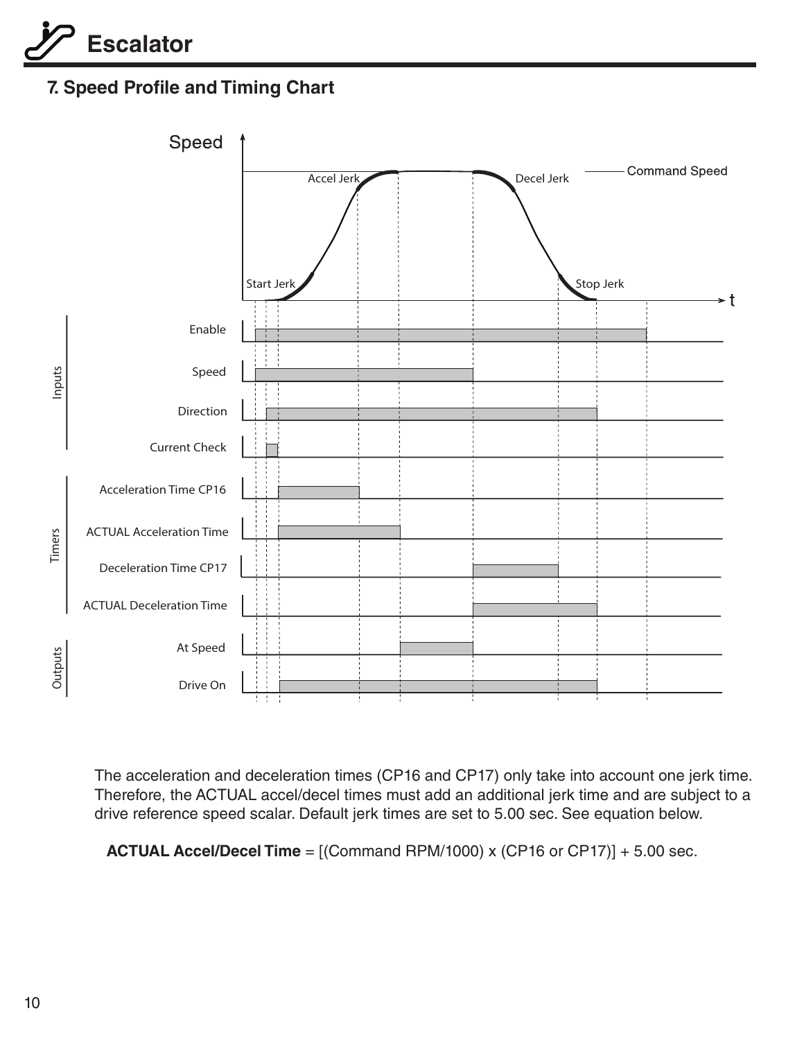# Escalator

## 7. Speed Profile and Timing Chart

Speed

Command Speed

Accel Jerk

Decel Jerk

Start Jerk

Stop Jerk

t

Inputs

Enable

Speed

Direction

Current Check

Timers

Acceleration Time CP16

ACTUAL Acceleration Time

Deceleration Time CP17

ACTUAL Deceleration Time

Outputs

At Speed

Drive On

The acceleration and deceleration times (CP16 and CP17) only take into account one jerk time. Therefore, the ACTUAL accel/decel times must add an additional jerk time and are subject to a drive reference speed scalar. Default jerk times are set to 5.00 sec. See equation below.

**ACTUAL Accel/Decel Time** = [(Command RPM/1000) x (CP16 or CP17)] + 5.00 sec.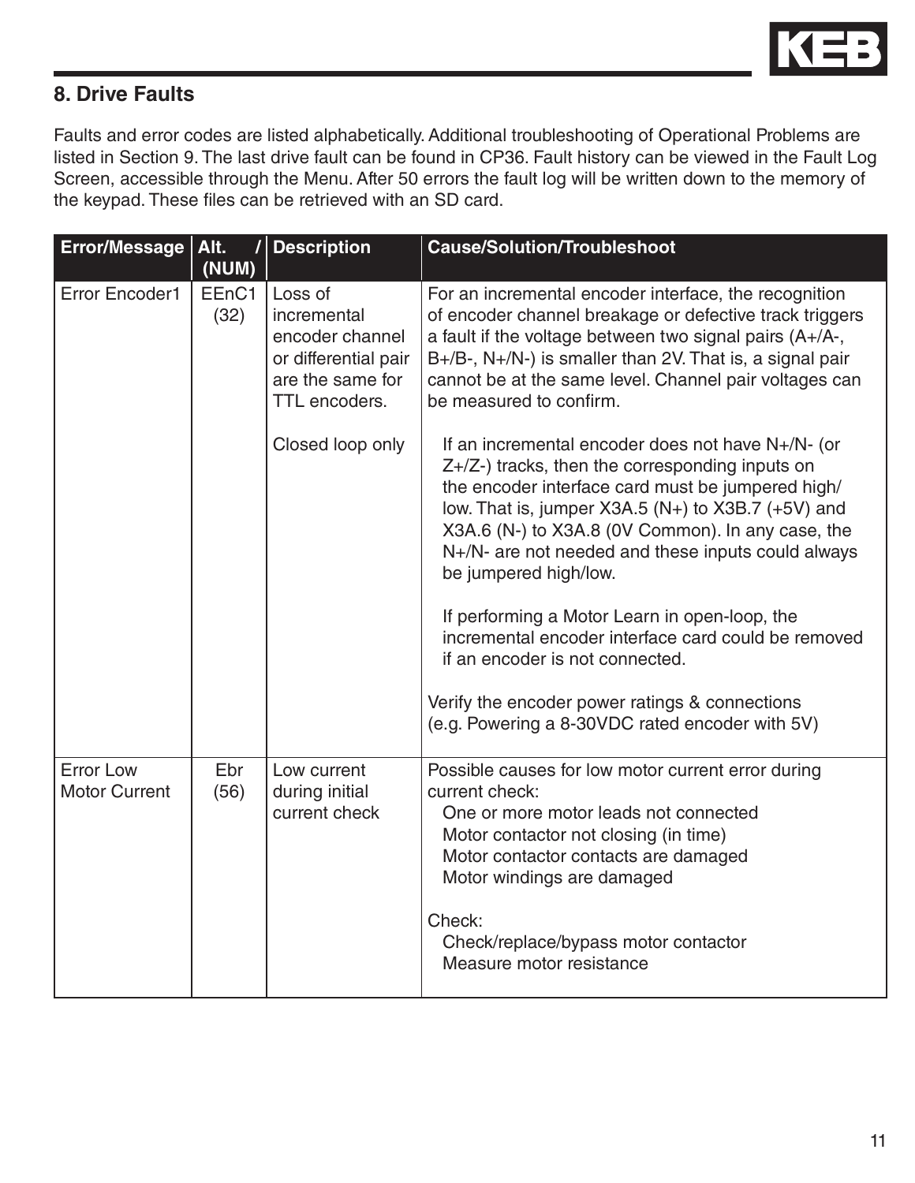## 8. Drive Faults

Faults and error codes are listed alphabetically. Additional troubleshooting of Operational Problems are listed in Section 9. The last drive fault can be found in CP36. Fault history can be viewed in the Fault Log Screen, accessible through the Menu. After 50 errors the fault log will be written down to the memory of the keypad. These files can be retrieved with an SD card.

| Error/Message | Alt. / (NUM) | Description | Cause/Solution/Troubleshoot |
|---|---|---|---|
| Error Encoder1 | EEnC1 (32) | Loss of incremental encoder channel or differential pair are the same for TTL encoders.<br><br>Closed loop only | For an incremental encoder interface, the recognition of encoder channel breakage or defective track triggers a fault if the voltage between two signal pairs (A+/A-, B+/B-, N+/N-) is smaller than 2V. That is, a signal pair cannot be at the same level. Channel pair voltages can be measured to confirm.<br><br>If an incremental encoder does not have N+/N- (or Z+/Z-) tracks, then the corresponding inputs on the encoder interface card must be jumpered high/low. That is, jumper X3A.5 (N+) to X3B.7 (+5V) and X3A.6 (N-) to X3A.8 (0V Common). In any case, the N+/N- are not needed and these inputs could always be jumpered high/low.<br><br>If performing a Motor Learn in open-loop, the incremental encoder interface card could be removed if an encoder is not connected.<br><br>Verify the encoder power ratings & connections (e.g. Powering a 8-30VDC rated encoder with 5V) |
| Error Low Motor Current | Ebr (56) | Low current during initial current check | Possible causes for low motor current error during current check:<br>One or more motor leads not connected<br>Motor contactor not closing (in time)<br>Motor contactor contacts are damaged<br>Motor windings are damaged<br><br>Check:<br>Check/replace/bypass motor contactor<br>Measure motor resistance |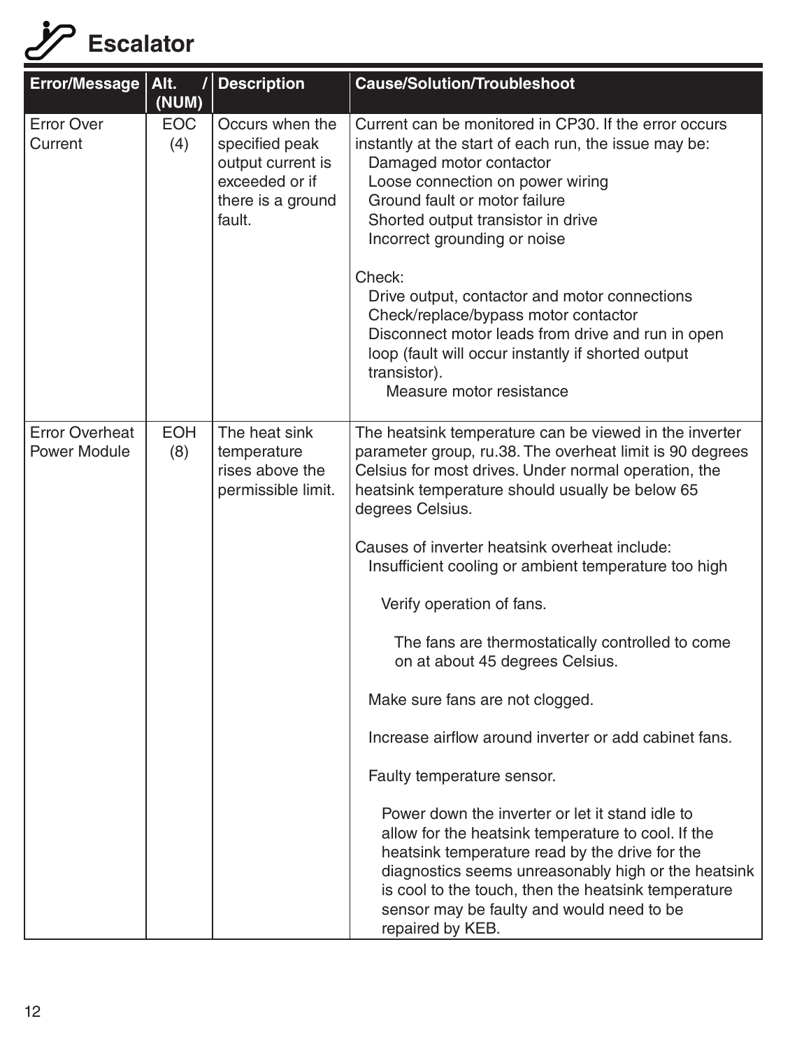# Escalator

| Error/Message | Alt. / (NUM) | Description | Cause/Solution/Troubleshoot |
|---|---|---|---|
| Error Over Current | EOC (4) | Occurs when the specified peak output current is exceeded or if there is a ground fault. | Current can be monitored in CP30. If the error occurs instantly at the start of each run, the issue may be:<br>Damaged motor contactor<br>Loose connection on power wiring<br>Ground fault or motor failure<br>Shorted output transistor in drive<br>Incorrect grounding or noise<br><br>Check:<br>Drive output, contactor and motor connections<br>Check/replace/bypass motor contactor<br>Disconnect motor leads from drive and run in open loop (fault will occur instantly if shorted output transistor).<br>Measure motor resistance |
| Error Overheat Power Module | EOH (8) | The heat sink temperature rises above the permissible limit. | The heatsink temperature can be viewed in the inverter parameter group, ru.38. The overheat limit is 90 degrees Celsius for most drives. Under normal operation, the heatsink temperature should usually be below 65 degrees Celsius.<br><br>Causes of inverter heatsink overheat include:<br>Insufficient cooling or ambient temperature too high<br><br>Verify operation of fans.<br><br>The fans are thermostatically controlled to come on at about 45 degrees Celsius.<br><br>Make sure fans are not clogged.<br><br>Increase airflow around inverter or add cabinet fans.<br><br>Faulty temperature sensor.<br><br>Power down the inverter or let it stand idle to allow for the heatsink temperature to cool. If the heatsink temperature read by the drive for the diagnostics seems unreasonably high or the heatsink is cool to the touch, then the heatsink temperature sensor may be faulty and would need to be repaired by KEB. |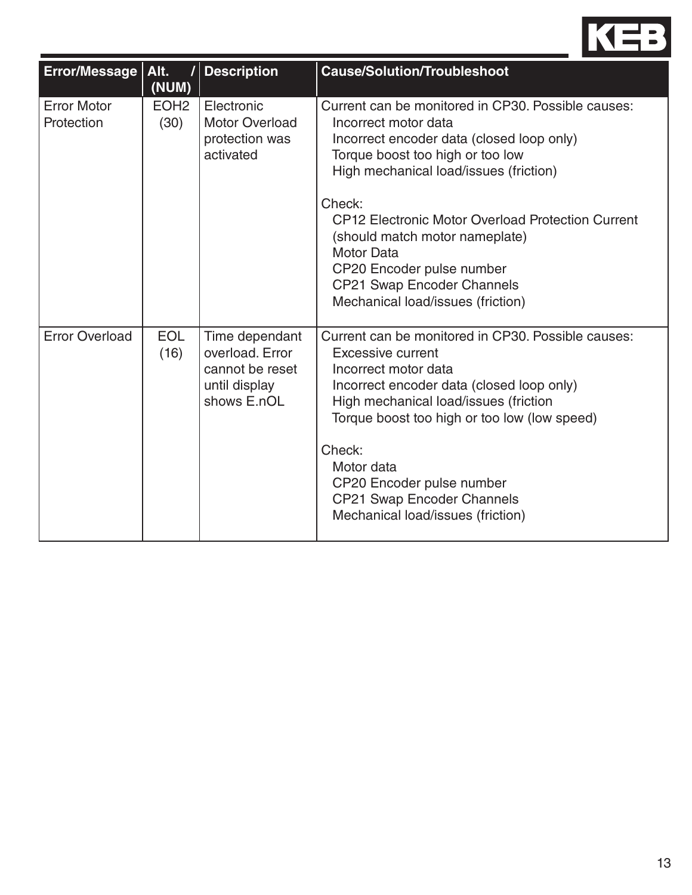| Error/Message | Alt. / (NUM) | Description | Cause/Solution/Troubleshoot |
|---|---|---|---|
| Error Motor Protection | EOH2 (30) | Electronic Motor Overload protection was activated | Current can be monitored in CP30. Possible causes:<br>Incorrect motor data<br>Incorrect encoder data (closed loop only)<br>Torque boost too high or too low<br>High mechanical load/issues (friction)<br><br>Check:<br>CP12 Electronic Motor Overload Protection Current (should match motor nameplate)<br>Motor Data<br>CP20 Encoder pulse number<br>CP21 Swap Encoder Channels<br>Mechanical load/issues (friction) |
| Error Overload | EOL (16) | Time dependant overload. Error cannot be reset until display shows E.nOL | Current can be monitored in CP30. Possible causes:<br>Excessive current<br>Incorrect motor data<br>Incorrect encoder data (closed loop only)<br>High mechanical load/issues (friction<br>Torque boost too high or too low (low speed)<br><br>Check:<br>Motor data<br>CP20 Encoder pulse number<br>CP21 Swap Encoder Channels<br>Mechanical load/issues (friction) |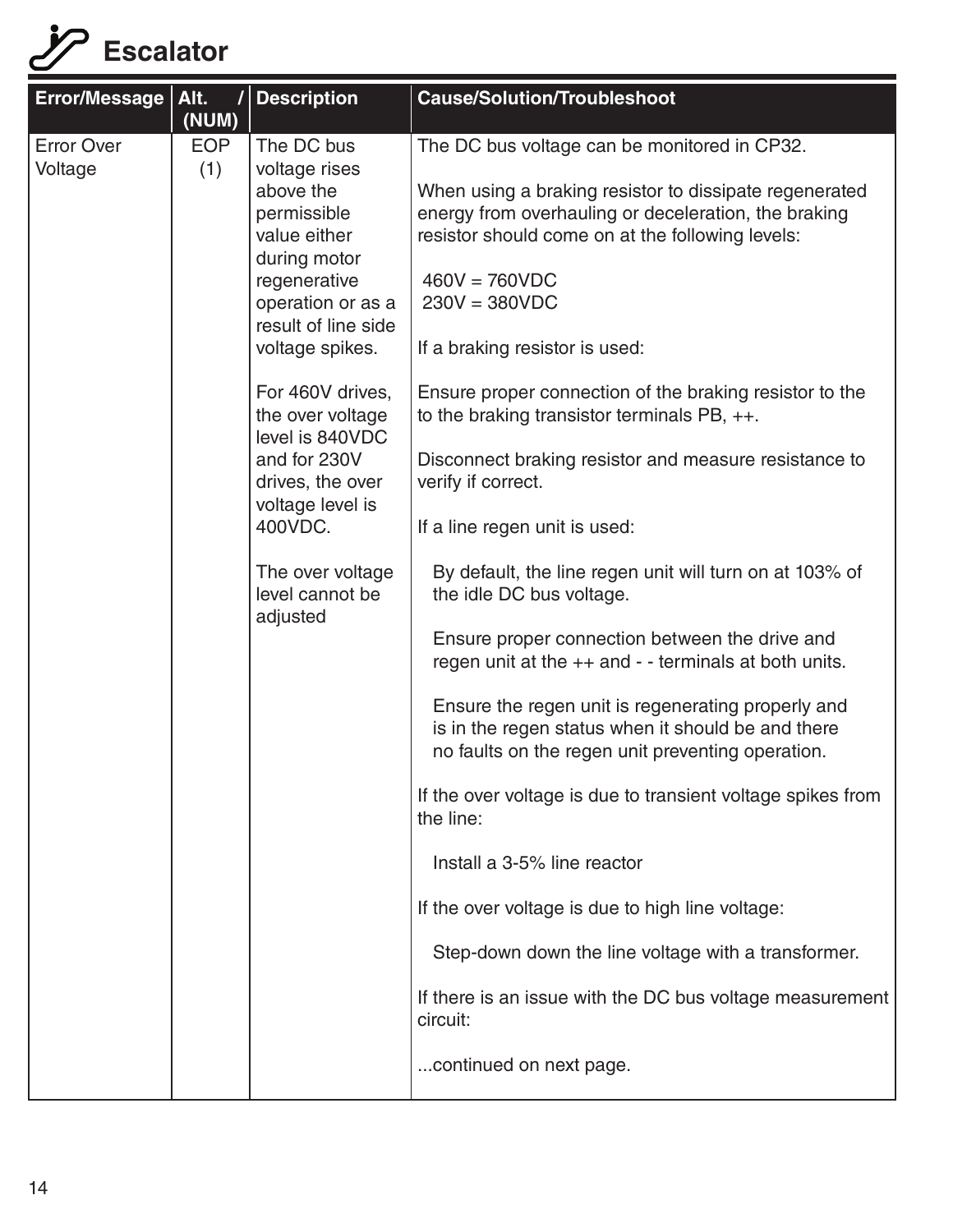# Escalator

| Error/Message | Alt. / (NUM) | Description | Cause/Solution/Troubleshoot |
| --- | --- | --- | --- |
| Error Over Voltage | EOP (1) | The DC bus voltage rises above the permissible value either during motor regenerative operation or as a result of line side voltage spikes.<br><br>For 460V drives, the over voltage level is 840VDC and for 230V drives, the over voltage level is 400VDC.<br><br>The over voltage level cannot be adjusted | The DC bus voltage can be monitored in CP32.<br><br>When using a braking resistor to dissipate regenerated energy from overhauling or deceleration, the braking resistor should come on at the following levels:<br><br>460V = 760VDC<br>230V = 380VDC<br><br>If a braking resistor is used:<br><br>Ensure proper connection of the braking resistor to the to the braking transistor terminals PB, ++.<br><br>Disconnect braking resistor and measure resistance to verify if correct.<br><br>If a line regen unit is used:<br><br>By default, the line regen unit will turn on at 103% of the idle DC bus voltage.<br><br>Ensure proper connection between the drive and regen unit at the ++ and - - terminals at both units.<br><br>Ensure the regen unit is regenerating properly and is in the regen status when it should be and there no faults on the regen unit preventing operation.<br><br>If the over voltage is due to transient voltage spikes from the line:<br><br>Install a 3-5% line reactor<br><br>If the over voltage is due to high line voltage:<br><br>Step-down down the line voltage with a transformer.<br><br>If there is an issue with the DC bus voltage measurement circuit:<br><br>...continued on next page. |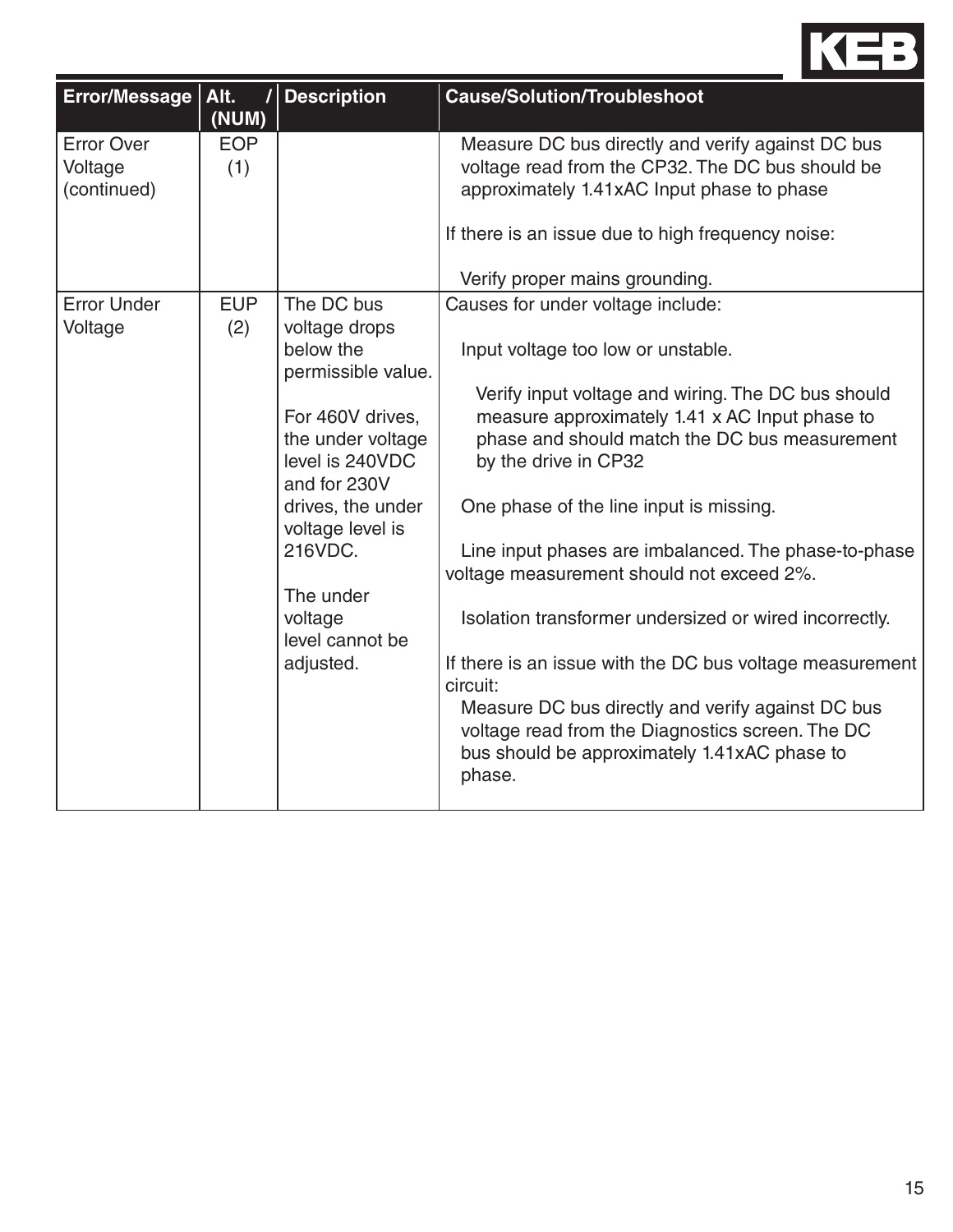| Error/Message | Alt. / (NUM) | Description | Cause/Solution/Troubleshoot |
|---|---|---|---|
| Error Over Voltage (continued) | EOP (1) | | Measure DC bus directly and verify against DC bus voltage read from the CP32. The DC bus should be approximately 1.41xAC Input phase to phase<br><br>If there is an issue due to high frequency noise:<br><br>Verify proper mains grounding. |
| Error Under Voltage | EUP (2) | The DC bus voltage drops below the permissible value.<br><br>For 460V drives, the under voltage level is 240VDC and for 230V drives, the under voltage level is 216VDC.<br><br>The under voltage level cannot be adjusted. | Causes for under voltage include:<br><br>Input voltage too low or unstable.<br><br>Verify input voltage and wiring. The DC bus should measure approximately 1.41 x AC Input phase to phase and should match the DC bus measurement by the drive in CP32<br><br>One phase of the line input is missing.<br><br>Line input phases are imbalanced. The phase-to-phase voltage measurement should not exceed 2%.<br><br>Isolation transformer undersized or wired incorrectly.<br><br>If there is an issue with the DC bus voltage measurement circuit:<br>Measure DC bus directly and verify against DC bus voltage read from the Diagnostics screen. The DC bus should be approximately 1.41xAC phase to phase. |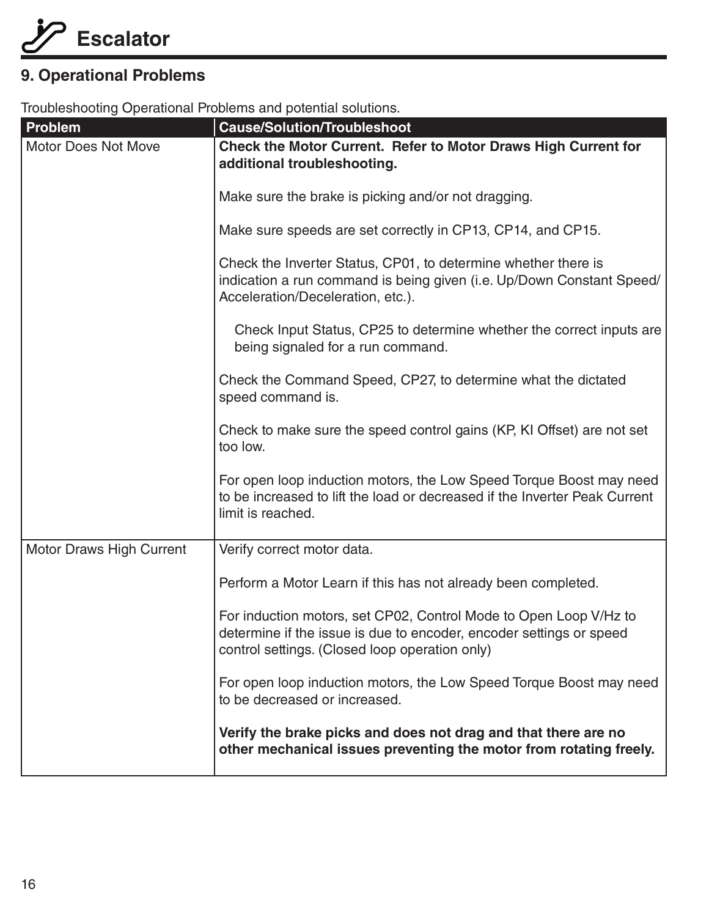# Escalator

## 9. Operational Problems

Troubleshooting Operational Problems and potential solutions.

| Problem | Cause/Solution/Troubleshoot |
|---|---|
| Motor Does Not Move | **Check the Motor Current. Refer to Motor Draws High Current for additional troubleshooting.**<br><br>Make sure the brake is picking and/or not dragging.<br><br>Make sure speeds are set correctly in CP13, CP14, and CP15.<br><br>Check the Inverter Status, CP01, to determine whether there is indication a run command is being given (i.e. Up/Down Constant Speed/Acceleration/Deceleration, etc.).<br><br>Check Input Status, CP25 to determine whether the correct inputs are being signaled for a run command.<br><br>Check the Command Speed, CP27, to determine what the dictated speed command is.<br><br>Check to make sure the speed control gains (KP, KI Offset) are not set too low.<br><br>For open loop induction motors, the Low Speed Torque Boost may need to be increased to lift the load or decreased if the Inverter Peak Current limit is reached. |
| Motor Draws High Current | Verify correct motor data.<br><br>Perform a Motor Learn if this has not already been completed.<br><br>For induction motors, set CP02, Control Mode to Open Loop V/Hz to determine if the issue is due to encoder, encoder settings or speed control settings. (Closed loop operation only)<br><br>For open loop induction motors, the Low Speed Torque Boost may need to be decreased or increased.<br><br>**Verify the brake picks and does not drag and that there are no other mechanical issues preventing the motor from rotating freely.** |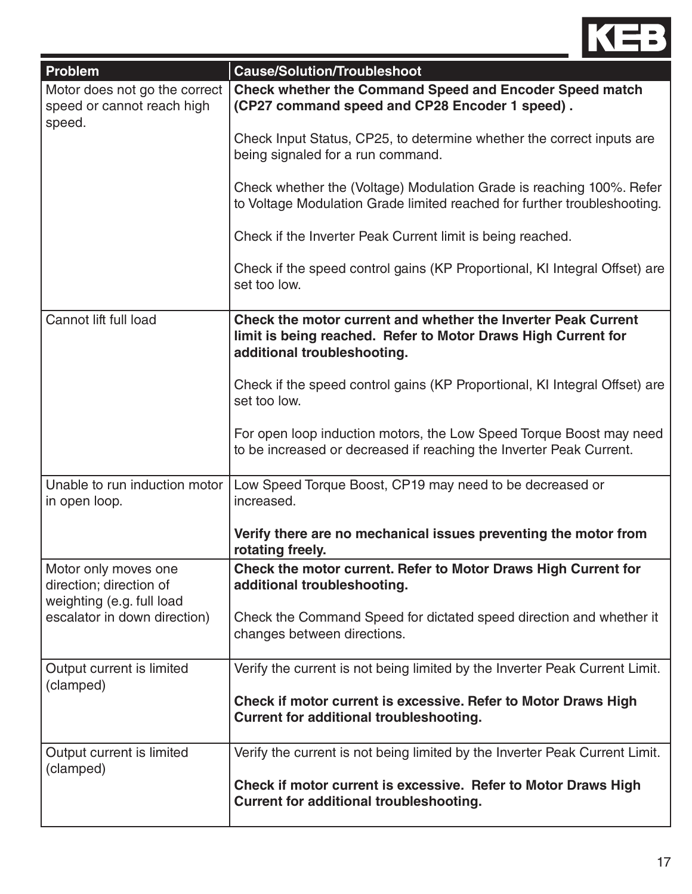| Problem | Cause/Solution/Troubleshoot |
| --- | --- |
| Motor does not go the correct speed or cannot reach high speed. | **Check whether the Command Speed and Encoder Speed match (CP27 command speed and CP28 Encoder 1 speed) .**<br><br>Check Input Status, CP25, to determine whether the correct inputs are being signaled for a run command.<br><br>Check whether the (Voltage) Modulation Grade is reaching 100%. Refer to Voltage Modulation Grade limited reached for further troubleshooting.<br><br>Check if the Inverter Peak Current limit is being reached.<br><br>Check if the speed control gains (KP Proportional, KI Integral Offset) are set too low. |
| Cannot lift full load | **Check the motor current and whether the Inverter Peak Current limit is being reached. Refer to Motor Draws High Current for additional troubleshooting.**<br><br>Check if the speed control gains (KP Proportional, KI Integral Offset) are set too low.<br><br>For open loop induction motors, the Low Speed Torque Boost may need to be increased or decreased if reaching the Inverter Peak Current. |
| Unable to run induction motor in open loop. | Low Speed Torque Boost, CP19 may need to be decreased or increased.<br><br>**Verify there are no mechanical issues preventing the motor from rotating freely.** |
| Motor only moves one direction; direction of weighting (e.g. full load escalator in down direction) | **Check the motor current. Refer to Motor Draws High Current for additional troubleshooting.**<br><br>Check the Command Speed for dictated speed direction and whether it changes between directions. |
| Output current is limited (clamped) | Verify the current is not being limited by the Inverter Peak Current Limit.<br><br>**Check if motor current is excessive. Refer to Motor Draws High Current for additional troubleshooting.** |
| Output current is limited (clamped) | Verify the current is not being limited by the Inverter Peak Current Limit.<br><br>**Check if motor current is excessive. Refer to Motor Draws High Current for additional troubleshooting.** |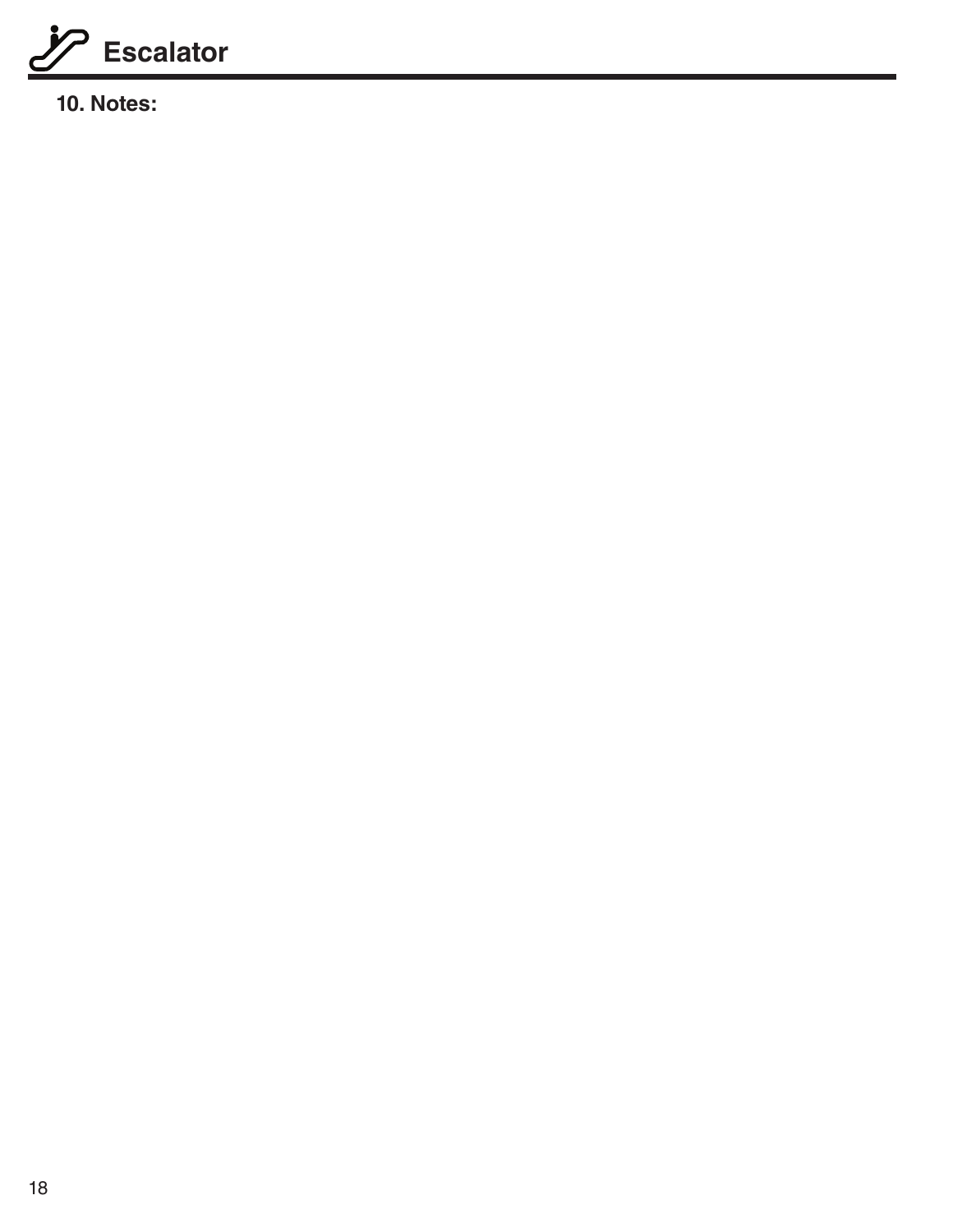# Escalator

## 10. Notes: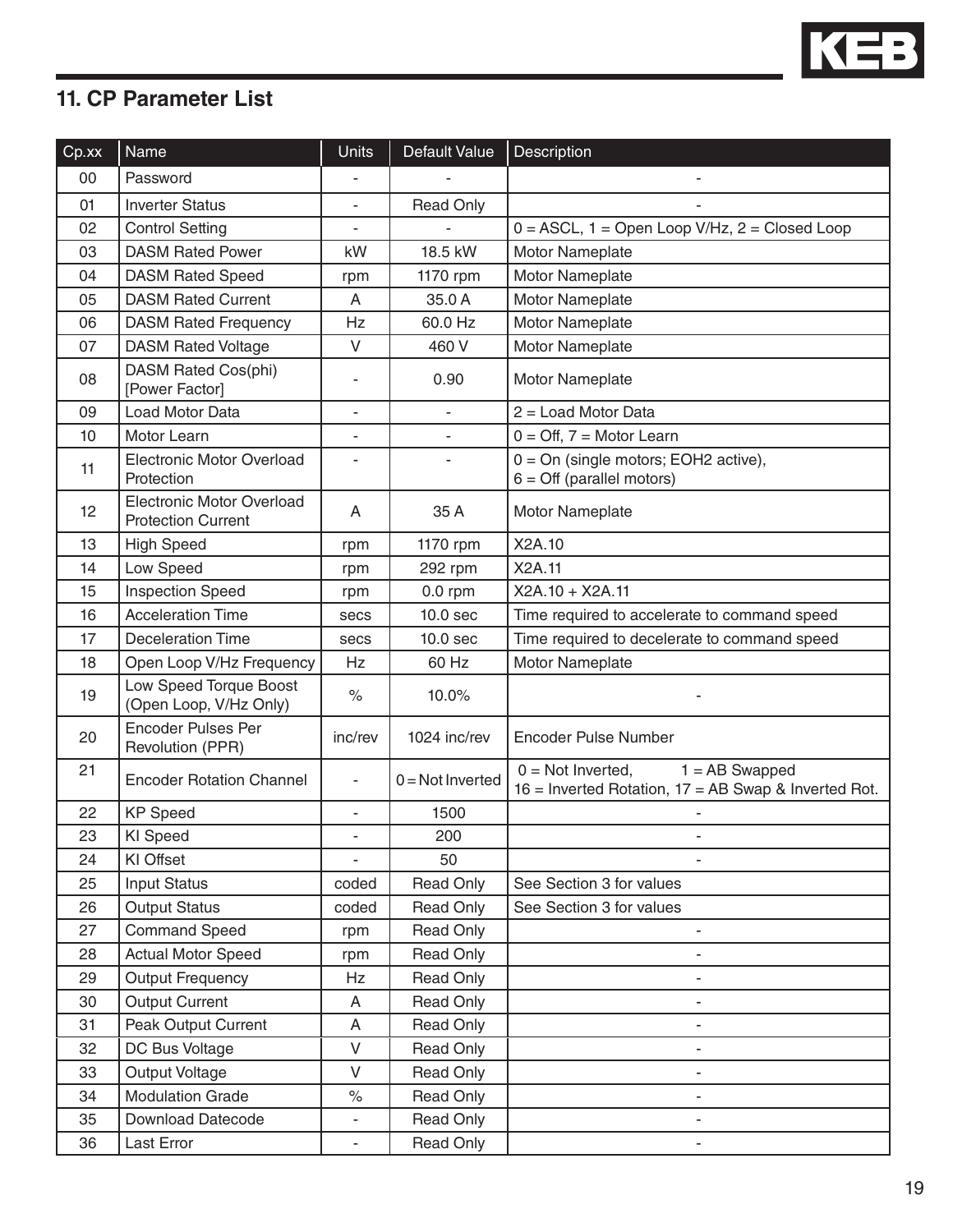## 11. CP Parameter List

| Cp.xx | Name | Units | Default Value | Description |
|---|---|---|---|---|
| 00 | Password | - | - | - |
| 01 | Inverter Status | - | Read Only | - |
| 02 | Control Setting | - | - | 0 = ASCL, 1 = Open Loop V/Hz, 2 = Closed Loop |
| 03 | DASM Rated Power | kW | 18.5 kW | Motor Nameplate |
| 04 | DASM Rated Speed | rpm | 1170 rpm | Motor Nameplate |
| 05 | DASM Rated Current | A | 35.0 A | Motor Nameplate |
| 06 | DASM Rated Frequency | Hz | 60.0 Hz | Motor Nameplate |
| 07 | DASM Rated Voltage | V | 460 V | Motor Nameplate |
| 08 | DASM Rated Cos(phi) [Power Factor] | - | 0.90 | Motor Nameplate |
| 09 | Load Motor Data | - | - | 2 = Load Motor Data |
| 10 | Motor Learn | - | - | 0 = Off, 7 = Motor Learn |
| 11 | Electronic Motor Overload Protection | - | - | 0 = On (single motors; EOH2 active), 6 = Off (parallel motors) |
| 12 | Electronic Motor Overload Protection Current | A | 35 A | Motor Nameplate |
| 13 | High Speed | rpm | 1170 rpm | X2A.10 |
| 14 | Low Speed | rpm | 292 rpm | X2A.11 |
| 15 | Inspection Speed | rpm | 0.0 rpm | X2A.10 + X2A.11 |
| 16 | Acceleration Time | secs | 10.0 sec | Time required to accelerate to command speed |
| 17 | Deceleration Time | secs | 10.0 sec | Time required to decelerate to command speed |
| 18 | Open Loop V/Hz Frequency | Hz | 60 Hz | Motor Nameplate |
| 19 | Low Speed Torque Boost (Open Loop, V/Hz Only) | % | 10.0% | - |
| 20 | Encoder Pulses Per Revolution (PPR) | inc/rev | 1024 inc/rev | Encoder Pulse Number |
| 21 | Encoder Rotation Channel | - | 0 = Not Inverted | 0 = Not Inverted, 1 = AB Swapped 16 = Inverted Rotation, 17 = AB Swap & Inverted Rot. |
| 22 | KP Speed | - | 1500 | - |
| 23 | KI Speed | - | 200 | - |
| 24 | KI Offset | - | 50 | - |
| 25 | Input Status | coded | Read Only | See Section 3 for values |
| 26 | Output Status | coded | Read Only | See Section 3 for values |
| 27 | Command Speed | rpm | Read Only | - |
| 28 | Actual Motor Speed | rpm | Read Only | - |
| 29 | Output Frequency | Hz | Read Only | - |
| 30 | Output Current | A | Read Only | - |
| 31 | Peak Output Current | A | Read Only | - |
| 32 | DC Bus Voltage | V | Read Only | - |
| 33 | Output Voltage | V | Read Only | - |
| 34 | Modulation Grade | % | Read Only | - |
| 35 | Download Datecode | - | Read Only | - |
| 36 | Last Error | - | Read Only | - |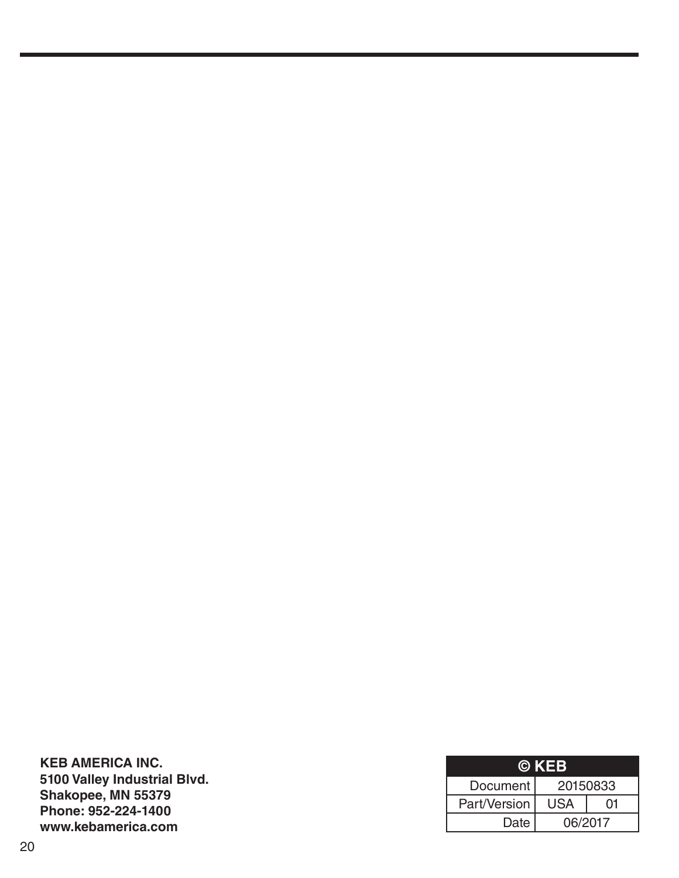**KEB AMERICA INC.**
**5100 Valley Industrial Blvd.**
**Shakopee, MN 55379**
**Phone: 952-224-1400**
**www.kebamerica.com**

| © KEB | | |
|---|---|---|
| Document | 20150833 | |
| Part/Version | USA | 01 |
| Date | 06/2017 | |